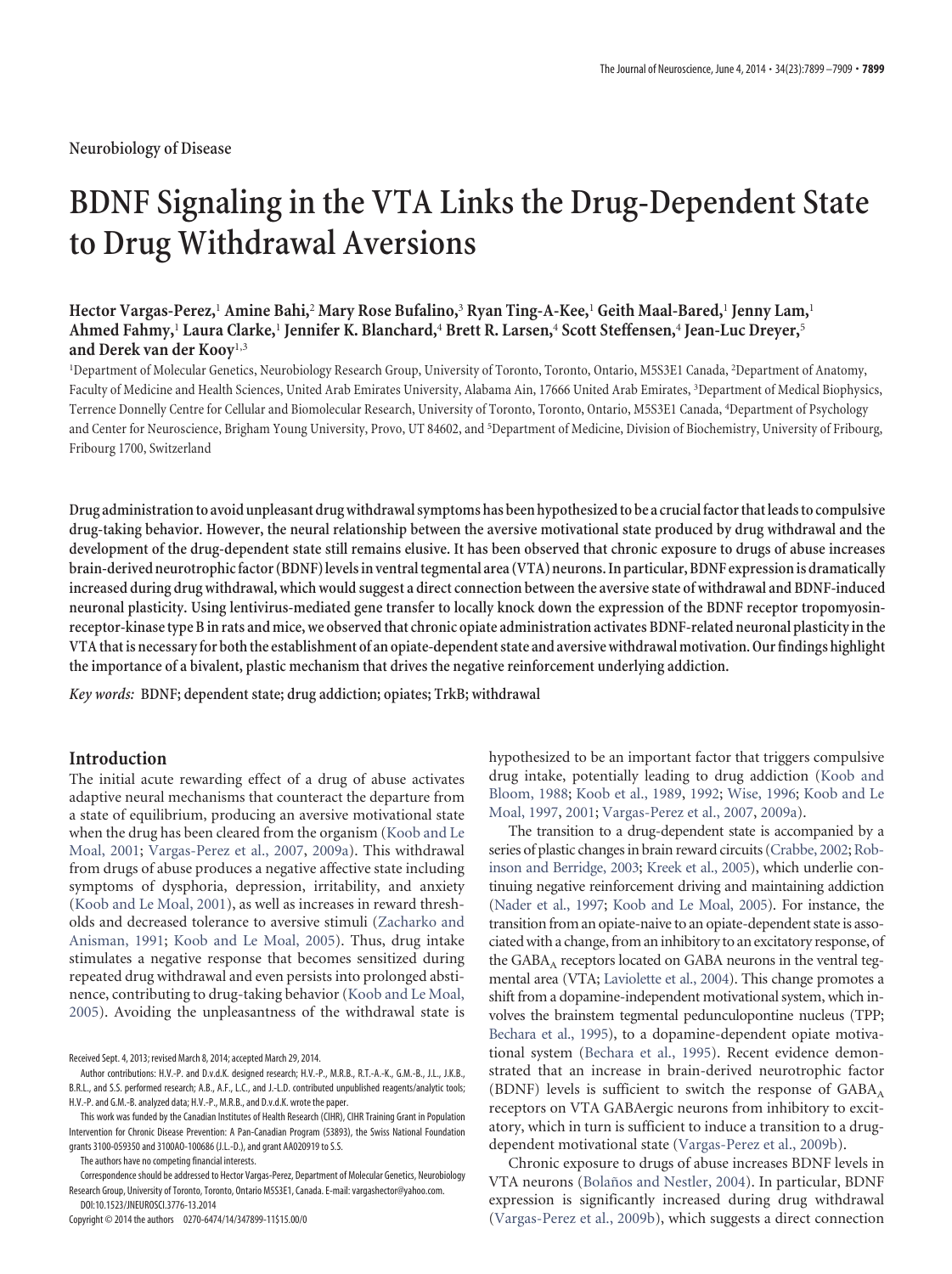Neurobiology of Disease

# BDNF Signaling in the VTA Links the Drug-Dependent State to Drug Withdrawal Aversions

**Hector Vargas-Perez,[1] Amine Bahi,[2] Mary Rose Bufalino,[3] Ryan Ting-A-Kee,[1] Geith Maal-Bared,[1] Jenny Lam,[1] Ahmed Fahmy,[1] Laura Clarke,[1] Jennifer K. Blanchard,[4] Brett R. Larsen,[4] Scott Steffensen,[4] Jean-Luc Dreyer,[5] and Derek van der Kooy[1,3]**

[1]Department of Molecular Genetics, Neurobiology Research Group, University of Toronto, Toronto, Ontario, M5S3E1 Canada, [2]Department of Anatomy, Faculty of Medicine and Health Sciences, United Arab Emirates University, Alabama Ain, 17666 United Arab Emirates, [3]Department of Medical Biophysics, Terrence Donnelly Centre for Cellular and Biomolecular Research, University of Toronto, Toronto, Ontario, M5S3E1 Canada, [4]Department of Psychology and Center for Neuroscience, Brigham Young University, Provo, UT 84602, and [5]Department of Medicine, Division of Biochemistry, University of Fribourg, Fribourg 1700, Switzerland

**Drug administration to avoid unpleasant drug withdrawal symptoms has been hypothesized to be a crucial factor that leads to compulsive drug-taking behavior. However, the neural relationship between the aversive motivational state produced by drug withdrawal and the development of the drug-dependent state still remains elusive. It has been observed that chronic exposure to drugs of abuse increases brain-derived neurotrophic factor (BDNF) levels in ventral tegmental area (VTA) neurons. In particular, BDNF expression is dramatically increased during drug withdrawal, which would suggest a direct connection between the aversive state of withdrawal and BDNF-induced neuronal plasticity. Using lentivirus-mediated gene transfer to locally knock down the expression of the BDNF receptor tropomyosin-receptor-kinase type B in rats and mice, we observed that chronic opiate administration activates BDNF-related neuronal plasticity in the VTA that is necessary for both the establishment of an opiate-dependent state and aversive withdrawal motivation. Our findings highlight the importance of a bivalent, plastic mechanism that drives the negative reinforcement underlying addiction.**

*Key words:* **BDNF; dependent state; drug addiction; opiates; TrkB; withdrawal**

## Introduction

The initial acute rewarding effect of a drug of abuse activates adaptive neural mechanisms that counteract the departure from a state of equilibrium, producing an aversive motivational state when the drug has been cleared from the organism (Koob and Le Moal, 2001; Vargas-Perez et al., 2007, 2009a). This withdrawal from drugs of abuse produces a negative affective state including symptoms of dysphoria, depression, irritability, and anxiety (Koob and Le Moal, 2001), as well as increases in reward thresholds and decreased tolerance to aversive stimuli (Zacharko and Anisman, 1991; Koob and Le Moal, 2005). Thus, drug intake stimulates a negative response that becomes sensitized during repeated drug withdrawal and even persists into prolonged abstinence, contributing to drug-taking behavior (Koob and Le Moal, 2005). Avoiding the unpleasantness of the withdrawal state is hypothesized to be an important factor that triggers compulsive drug intake, potentially leading to drug addiction (Koob and Bloom, 1988; Koob et al., 1989, 1992; Wise, 1996; Koob and Le Moal, 1997, 2001; Vargas-Perez et al., 2007, 2009a).

The transition to a drug-dependent state is accompanied by a series of plastic changes in brain reward circuits (Crabbe, 2002; Robinson and Berridge, 2003; Kreek et al., 2005), which underlie continuing negative reinforcement driving and maintaining addiction (Nader et al., 1997; Koob and Le Moal, 2005). For instance, the transition from an opiate-naive to an opiate-dependent state is associated with a change, from an inhibitory to an excitatory response, of the $GABA_A$ receptors located on GABA neurons in the ventral tegmental area (VTA; Laviolette et al., 2004). This change promotes a shift from a dopamine-independent motivational system, which involves the brainstem tegmental pedunculopontine nucleus (TPP; Bechara et al., 1995), to a dopamine-dependent opiate motivational system (Bechara et al., 1995). Recent evidence demonstrated that an increase in brain-derived neurotrophic factor (BDNF) levels is sufficient to switch the response of $GABA_A$ receptors on VTA GABAergic neurons from inhibitory to excitatory, which in turn is sufficient to induce a transition to a drug-dependent motivational state (Vargas-Perez et al., 2009b).

Chronic exposure to drugs of abuse increases BDNF levels in VTA neurons (Bolaños and Nestler, 2004). In particular, BDNF expression is significantly increased during drug withdrawal (Vargas-Perez et al., 2009b), which suggests a direct connection

Received Sept. 4, 2013; revised March 8, 2014; accepted March 29, 2014.

Author contributions: H.V.-P. and D.v.d.K. designed research; H.V.-P., M.R.B., R.T.-A.-K., G.M.-B., J.L., J.K.B., B.R.L., and S.S. performed research; A.B., A.F., L.C., and J.-L.D. contributed unpublished reagents/analytic tools; H.V.-P. and G.M.-B. analyzed data; H.V.-P., M.R.B., and D.v.d.K. wrote the paper.

This work was funded by the Canadian Institutes of Health Research (CIHR), CIHR Training Grant in Population Intervention for Chronic Disease Prevention: A Pan-Canadian Program (53893), the Swiss National Foundation grants 3100-059350 and 3100AO-100686 (J.L.-D.), and grant AA020919 to S.S.

The authors have no competing financial interests.

Correspondence should be addressed to Hector Vargas-Perez, Department of Molecular Genetics, Neurobiology Research Group, University of Toronto, Toronto, Ontario M5S3E1 Canada. E-mail: vargashector@yahoo.com.

DOI:10.1523/JNEUROSCI.3776-13.2014

Copyright © 2014 the authors 0270-6474/14/347899-11$15.00/0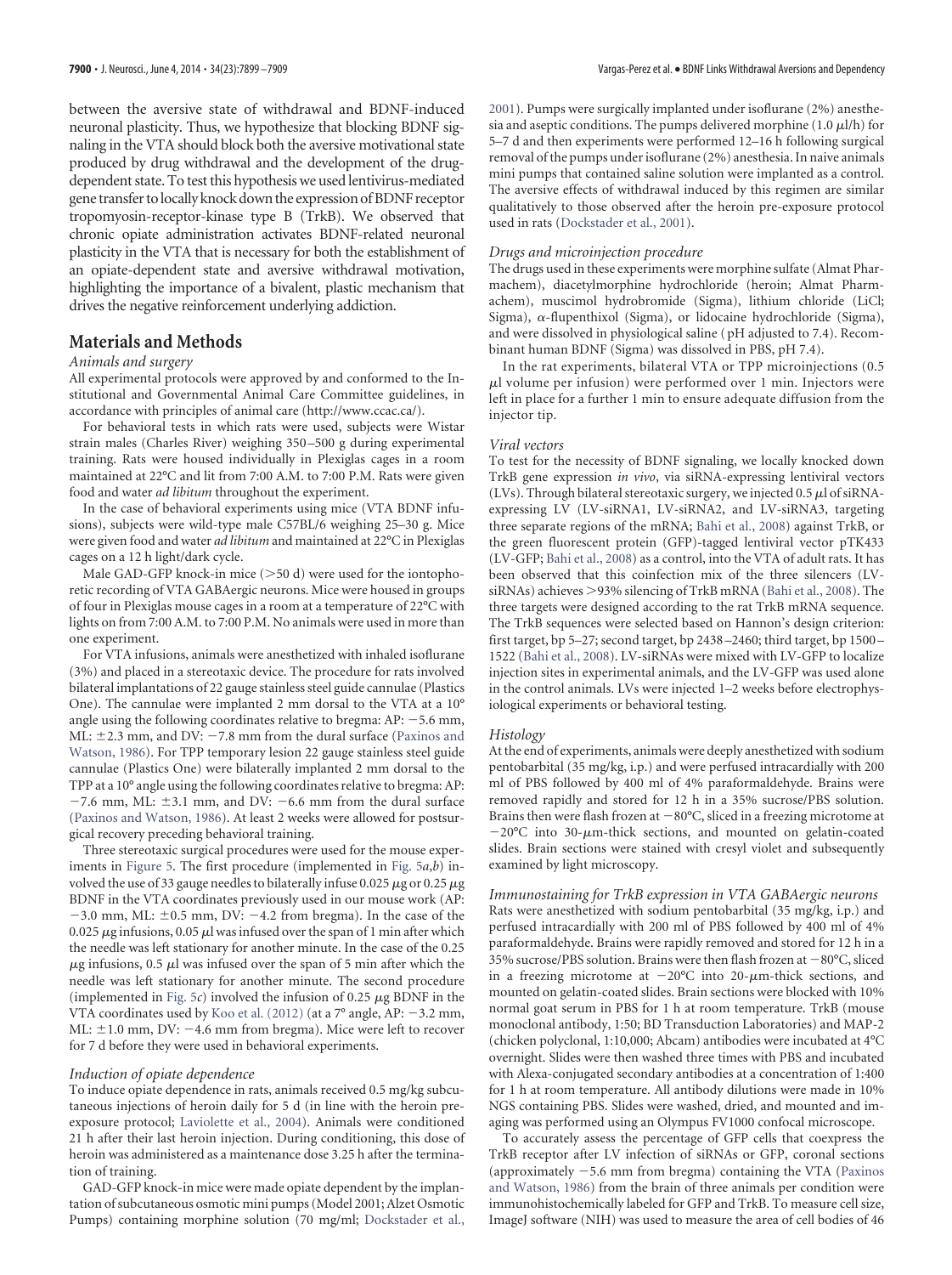between the aversive state of withdrawal and BDNF-induced neuronal plasticity. Thus, we hypothesize that blocking BDNF signaling in the VTA should block both the aversive motivational state produced by drug withdrawal and the development of the drug-dependent state. To test this hypothesis we used lentivirus-mediated gene transfer to locally knock down the expression of BDNF receptor tropomyosin-receptor-kinase type B (TrkB). We observed that chronic opiate administration activates BDNF-related neuronal plasticity in the VTA that is necessary for both the establishment of an opiate-dependent state and aversive withdrawal motivation, highlighting the importance of a bivalent, plastic mechanism that drives the negative reinforcement underlying addiction.

## Materials and Methods

*Animals and surgery*

All experimental protocols were approved by and conformed to the Institutional and Governmental Animal Care Committee guidelines, in accordance with principles of animal care (http://www.ccac.ca/).

For behavioral tests in which rats were used, subjects were Wistar strain males (Charles River) weighing 350–500 g during experimental training. Rats were housed individually in Plexiglas cages in a room maintained at 22°C and lit from 7:00 A.M. to 7:00 P.M. Rats were given food and water *ad libitum* throughout the experiment.

In the case of behavioral experiments using mice (VTA BDNF infusions), subjects were wild-type male C57BL/6 weighing 25–30 g. Mice were given food and water *ad libitum* and maintained at 22°C in Plexiglas cages on a 12 h light/dark cycle.

Male GAD-GFP knock-in mice (>50 d) were used for the iontophoretic recording of VTA GABAergic neurons. Mice were housed in groups of four in Plexiglas mouse cages in a room at a temperature of 22°C with lights on from 7:00 A.M. to 7:00 P.M. No animals were used in more than one experiment.

For VTA infusions, animals were anesthetized with inhaled isoflurane (3%) and placed in a stereotaxic device. The procedure for rats involved bilateral implantations of 22 gauge stainless steel guide cannulae (Plastics One). The cannulae were implanted 2 mm dorsal to the VTA at a 10° angle using the following coordinates relative to bregma: AP: −5.6 mm, ML: ±2.3 mm, and DV: −7.8 mm from the dural surface (Paxinos and Watson, 1986). For TPP temporary lesion 22 gauge stainless steel guide cannulae (Plastics One) were bilaterally implanted 2 mm dorsal to the TPP at a 10° angle using the following coordinates relative to bregma: AP: −7.6 mm, ML: ±3.1 mm, and DV: −6.6 mm from the dural surface (Paxinos and Watson, 1986). At least 2 weeks were allowed for postsurgical recovery preceding behavioral training.

Three stereotaxic surgical procedures were used for the mouse experiments in Figure 5. The first procedure (implemented in Fig. 5*a*,*b*) involved the use of 33 gauge needles to bilaterally infuse 0.025 μg or 0.25 μg BDNF in the VTA coordinates previously used in our mouse work (AP: −3.0 mm, ML: ±0.5 mm, DV: −4.2 from bregma). In the case of the 0.025 μg infusions, 0.05 μl was infused over the span of 1 min after which the needle was left stationary for another minute. In the case of the 0.25 μg infusions, 0.5 μl was infused over the span of 5 min after which the needle was left stationary for another minute. The second procedure (implemented in Fig. 5*c*) involved the infusion of 0.25 μg BDNF in the VTA coordinates used by Koo et al. (2012) (at a 7° angle, AP: −3.2 mm, ML: ±1.0 mm, DV: −4.6 mm from bregma). Mice were left to recover for 7 d before they were used in behavioral experiments.

*Induction of opiate dependence*

To induce opiate dependence in rats, animals received 0.5 mg/kg subcutaneous injections of heroin daily for 5 d (in line with the heroin pre-exposure protocol; Laviolette et al., 2004). Animals were conditioned 21 h after their last heroin injection. During conditioning, this dose of heroin was administered as a maintenance dose 3.25 h after the termination of training.

GAD-GFP knock-in mice were made opiate dependent by the implantation of subcutaneous osmotic mini pumps (Model 2001; Alzet Osmotic Pumps) containing morphine solution (70 mg/ml; Dockstader et al., 2001). Pumps were surgically implanted under isoflurane (2%) anesthesia and aseptic conditions. The pumps delivered morphine (1.0 μl/h) for 5–7 d and then experiments were performed 12–16 h following surgical removal of the pumps under isoflurane (2%) anesthesia. In naive animals mini pumps that contained saline solution were implanted as a control. The aversive effects of withdrawal induced by this regimen are similar qualitatively to those observed after the heroin pre-exposure protocol used in rats (Dockstader et al., 2001).

*Drugs and microinjection procedure*

The drugs used in these experiments were morphine sulfate (Almat Pharmachem), diacetylmorphine hydrochloride (heroin; Almat Pharmachem), muscimol hydrobromide (Sigma), lithium chloride (LiCl; Sigma), α-flupenthixol (Sigma), or lidocaine hydrochloride (Sigma), and were dissolved in physiological saline (pH adjusted to 7.4). Recombinant human BDNF (Sigma) was dissolved in PBS, pH 7.4).

In the rat experiments, bilateral VTA or TPP microinjections (0.5 μl volume per infusion) were performed over 1 min. Injectors were left in place for a further 1 min to ensure adequate diffusion from the injector tip.

*Viral vectors*

To test for the necessity of BDNF signaling, we locally knocked down TrkB gene expression *in vivo*, via siRNA-expressing lentiviral vectors (LVs). Through bilateral stereotaxic surgery, we injected 0.5 μl of siRNA-expressing LV (LV-siRNA1, LV-siRNA2, and LV-siRNA3, targeting three separate regions of the mRNA; Bahi et al., 2008) against TrkB, or the green fluorescent protein (GFP)-tagged lentiviral vector pTK433 (LV-GFP; Bahi et al., 2008) as a control, into the VTA of adult rats. It has been observed that this coinfection mix of the three silencers (LV-siRNAs) achieves >93% silencing of TrkB mRNA (Bahi et al., 2008). The three targets were designed according to the rat TrkB mRNA sequence. The TrkB sequences were selected based on Hannon's design criterion: first target, bp 5–27; second target, bp 2438–2460; third target, bp 1500–1522 (Bahi et al., 2008). LV-siRNAs were mixed with LV-GFP to localize injection sites in experimental animals, and the LV-GFP was used alone in the control animals. LVs were injected 1–2 weeks before electrophysiological experiments or behavioral testing.

*Histology*

At the end of experiments, animals were deeply anesthetized with sodium pentobarbital (35 mg/kg, i.p.) and were perfused intracardially with 200 ml of PBS followed by 400 ml of 4% paraformaldehyde. Brains were removed rapidly and stored for 12 h in a 35% sucrose/PBS solution. Brains then were flash frozen at −80°C, sliced in a freezing microtome at −20°C into 30-μm-thick sections, and mounted on gelatin-coated slides. Brain sections were stained with cresyl violet and subsequently examined by light microscopy.

*Immunostaining for TrkB expression in VTA GABAergic neurons*

Rats were anesthetized with sodium pentobarbital (35 mg/kg, i.p.) and perfused intracardially with 200 ml of PBS followed by 400 ml of 4% paraformaldehyde. Brains were rapidly removed and stored for 12 h in a 35% sucrose/PBS solution. Brains were then flash frozen at −80°C, sliced in a freezing microtome at −20°C into 20-μm-thick sections, and mounted on gelatin-coated slides. Brain sections were blocked with 10% normal goat serum in PBS for 1 h at room temperature. TrkB (mouse monoclonal antibody, 1:50; BD Transduction Laboratories) and MAP-2 (chicken polyclonal, 1:10,000; Abcam) antibodies were incubated at 4°C overnight. Slides were then washed three times with PBS and incubated with Alexa-conjugated secondary antibodies at a concentration of 1:400 for 1 h at room temperature. All antibody dilutions were made in 10% NGS containing PBS. Slides were washed, dried, and mounted and imaging was performed using an Olympus FV1000 confocal microscope.

To accurately assess the percentage of GFP cells that coexpress the TrkB receptor after LV infection of siRNAs or GFP, coronal sections (approximately −5.6 mm from bregma) containing the VTA (Paxinos and Watson, 1986) from the brain of three animals per condition were immunohistochemically labeled for GFP and TrkB. To measure cell size, ImageJ software (NIH) was used to measure the area of cell bodies of 46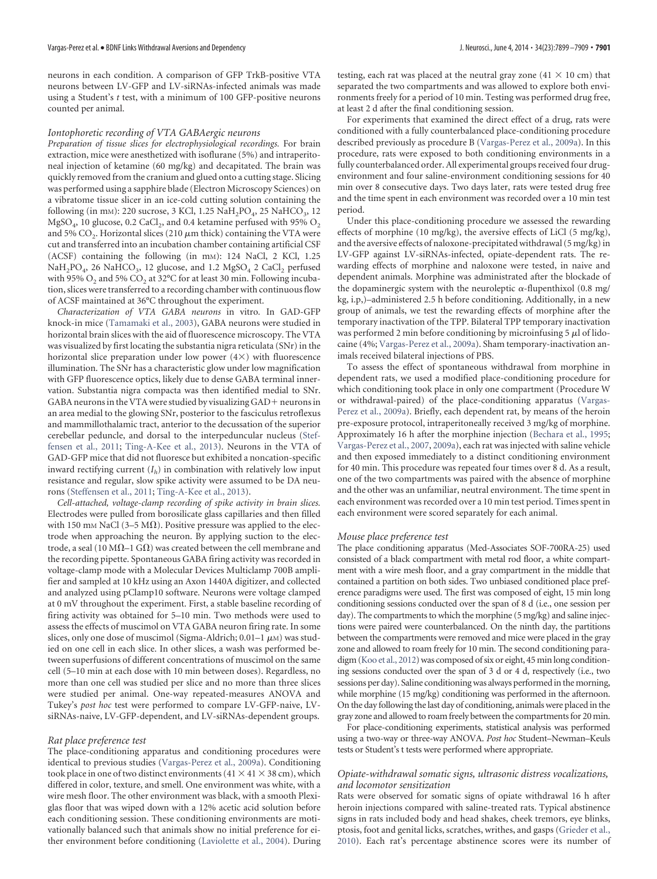neurons in each condition. A comparison of GFP TrkB-positive VTA neurons between LV-GFP and LV-siRNAs-infected animals was made using a Student's *t* test, with a minimum of 100 GFP-positive neurons counted per animal.

### *Iontophoretic recording of VTA GABAergic neurons*

*Preparation of tissue slices for electrophysiological recordings.* For brain extraction, mice were anesthetized with isoflurane (5%) and intraperitoneal injection of ketamine (60 mg/kg) and decapitated. The brain was quickly removed from the cranium and glued onto a cutting stage. Slicing was performed using a sapphire blade (Electron Microscopy Sciences) on a vibratome tissue slicer in an ice-cold cutting solution containing the following (in mM): 220 sucrose, 3 KCl, 1.25 $NaH_2PO_4$, 25 $NaHCO_3$, 12 $MgSO_4$, 10 glucose, 0.2 $CaCl_2$, and 0.4 ketamine perfused with 95% $O_2$ and 5% $CO_2$. Horizontal slices (210 μm thick) containing the VTA were cut and transferred into an incubation chamber containing artificial CSF (ACSF) containing the following (in mM): 124 NaCl, 2 KCl, 1.25 $NaH_2PO_4$, 26 $NaHCO_3$, 12 glucose, and 1.2 $MgSO_4$ 2 $CaCl_2$ perfused with 95% $O_2$ and 5% $CO_2$ at 32°C for at least 30 min. Following incubation, slices were transferred to a recording chamber with continuous flow of ACSF maintained at 36°C throughout the experiment.

*Characterization of VTA GABA neurons* in vitro. In GAD-GFP knock-in mice (Tamamaki et al., 2003), GABA neurons were studied in horizontal brain slices with the aid of fluorescence microscopy. The VTA was visualized by first locating the substantia nigra reticulata (SNr) in the horizontal slice preparation under low power (4×) with fluorescence illumination. The SNr has a characteristic glow under low magnification with GFP fluorescence optics, likely due to dense GABA terminal innervation. Substantia nigra compacta was then identified medial to SNr. GABA neurons in the VTA were studied by visualizing GAD+ neurons in an area medial to the glowing SNr, posterior to the fasciculus retroflexus and mammillothalamic tract, anterior to the decussation of the superior cerebellar peduncle, and dorsal to the interpeduncular nucleus (Steffensen et al., 2011; Ting-A-Kee et al., 2013). Neurons in the VTA of GAD-GFP mice that did not fluoresce but exhibited a noncation-specific inward rectifying current ($I_h$) in combination with relatively low input resistance and regular, slow spike activity were assumed to be DA neurons (Steffensen et al., 2011; Ting-A-Kee et al., 2013).

*Cell-attached, voltage-clamp recording of spike activity in brain slices.* Electrodes were pulled from borosilicate glass capillaries and then filled with 150 mM NaCl (3–5 MΩ). Positive pressure was applied to the electrode when approaching the neuron. By applying suction to the electrode, a seal (10 MΩ–1 GΩ) was created between the cell membrane and the recording pipette. Spontaneous GABA firing activity was recorded in voltage-clamp mode with a Molecular Devices Multiclamp 700B amplifier and sampled at 10 kHz using an Axon 1440A digitizer, and collected and analyzed using pClamp10 software. Neurons were voltage clamped at 0 mV throughout the experiment. First, a stable baseline recording of firing activity was obtained for 5–10 min. Two methods were used to assess the effects of muscimol on VTA GABA neuron firing rate. In some slices, only one dose of muscimol (Sigma-Aldrich; 0.01–1 μM) was studied on one cell in each slice. In other slices, a wash was performed between superfusions of different concentrations of muscimol on the same cell (5–10 min at each dose with 10 min between doses). Regardless, no more than one cell was studied per slice and no more than three slices were studied per animal. One-way repeated-measures ANOVA and Tukey's *post hoc* test were performed to compare LV-GFP-naive, LV-siRNAs-naive, LV-GFP-dependent, and LV-siRNAs-dependent groups.

### *Rat place preference test*

The place-conditioning apparatus and conditioning procedures were identical to previous studies (Vargas-Perez et al., 2009a). Conditioning took place in one of two distinct environments (41 × 41 × 38 cm), which differed in color, texture, and smell. One environment was white, with a wire mesh floor. The other environment was black, with a smooth Plexiglas floor that was wiped down with a 12% acetic acid solution before each conditioning session. These conditioning environments are motivationally balanced such that animals show no initial preference for either environment before conditioning (Laviolette et al., 2004). During testing, each rat was placed at the neutral gray zone (41 × 10 cm) that separated the two compartments and was allowed to explore both environments freely for a period of 10 min. Testing was performed drug free, at least 2 d after the final conditioning session.

For experiments that examined the direct effect of a drug, rats were conditioned with a fully counterbalanced place-conditioning procedure described previously as procedure B (Vargas-Perez et al., 2009a). In this procedure, rats were exposed to both conditioning environments in a fully counterbalanced order. All experimental groups received four drug-environment and four saline-environment conditioning sessions for 40 min over 8 consecutive days. Two days later, rats were tested drug free and the time spent in each environment was recorded over a 10 min test period.

Under this place-conditioning procedure we assessed the rewarding effects of morphine (10 mg/kg), the aversive effects of LiCl (5 mg/kg), and the aversive effects of naloxone-precipitated withdrawal (5 mg/kg) in LV-GFP against LV-siRNAs-infected, opiate-dependent rats. The rewarding effects of morphine and naloxone were tested, in naive and dependent animals. Morphine was administrated after the blockade of the dopaminergic system with the neuroleptic α-flupenthixol (0.8 mg/kg, i.p.,)–administered 2.5 h before conditioning. Additionally, in a new group of animals, we test the rewarding effects of morphine after the temporary inactivation of the TPP. Bilateral TPP temporary inactivation was performed 2 min before conditioning by microinfusing 5 μl of lidocaine (4%; Vargas-Perez et al., 2009a). Sham temporary-inactivation animals received bilateral injections of PBS.

To assess the effect of spontaneous withdrawal from morphine in dependent rats, we used a modified place-conditioning procedure for which conditioning took place in only one compartment (Procedure W or withdrawal-paired) of the place-conditioning apparatus (Vargas-Perez et al., 2009a). Briefly, each dependent rat, by means of the heroin pre-exposure protocol, intraperitoneally received 3 mg/kg of morphine. Approximately 16 h after the morphine injection (Bechara et al., 1995; Vargas-Perez et al., 2007, 2009a), each rat was injected with saline vehicle and then exposed immediately to a distinct conditioning environment for 40 min. This procedure was repeated four times over 8 d. As a result, one of the two compartments was paired with the absence of morphine and the other was an unfamiliar, neutral environment. The time spent in each environment was recorded over a 10 min test period. Times spent in each environment were scored separately for each animal.

### *Mouse place preference test*

The place conditioning apparatus (Med-Associates SOF-700RA-25) used consisted of a black compartment with metal rod floor, a white compartment with a wire mesh floor, and a gray compartment in the middle that contained a partition on both sides. Two unbiased conditioned place preference paradigms were used. The first was composed of eight, 15 min long conditioning sessions conducted over the span of 8 d (i.e., one session per day). The compartments to which the morphine (5 mg/kg) and saline injections were paired were counterbalanced. On the ninth day, the partitions between the compartments were removed and mice were placed in the gray zone and allowed to roam freely for 10 min. The second conditioning paradigm (Koo et al., 2012) was composed of six or eight, 45 min long conditioning sessions conducted over the span of 3 d or 4 d, respectively (i.e., two sessions per day). Saline conditioning was always performed in the morning, while morphine (15 mg/kg) conditioning was performed in the afternoon. On the day following the last day of conditioning, animals were placed in the gray zone and allowed to roam freely between the compartments for 20 min.

For place-conditioning experiments, statistical analysis was performed using a two-way or three-way ANOVA. *Post hoc* Student–Newman–Keuls tests or Student's t tests were performed where appropriate.

### *Opiate-withdrawal somatic signs, ultrasonic distress vocalizations, and locomotor sensitization*

Rats were observed for somatic signs of opiate withdrawal 16 h after heroin injections compared with saline-treated rats. Typical abstinence signs in rats included body and head shakes, cheek tremors, eye blinks, ptosis, foot and genital licks, scratches, writhes, and gasps (Grieder et al., 2010). Each rat's percentage abstinence scores were its number of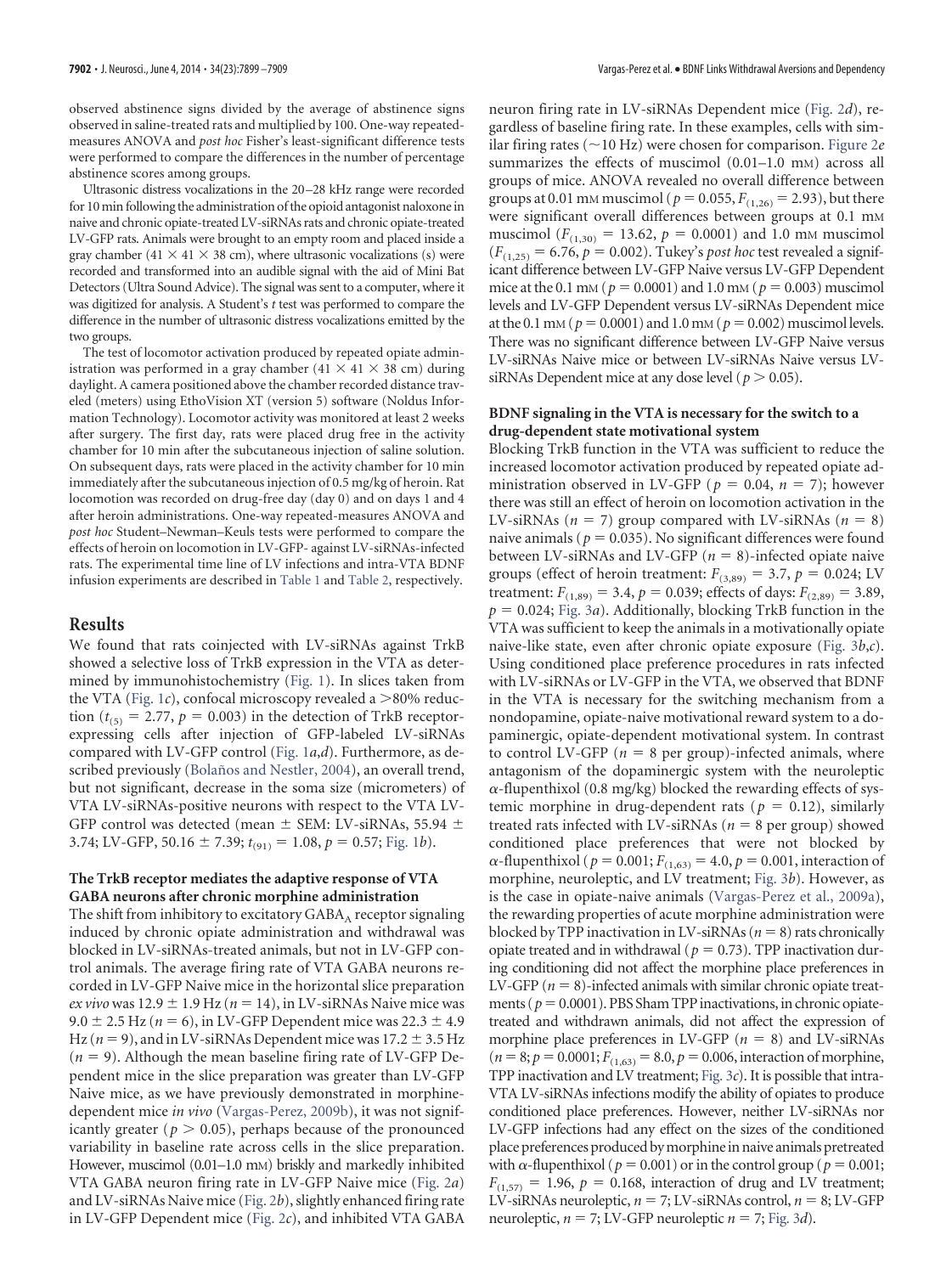observed abstinence signs divided by the average of abstinence signs observed in saline-treated rats and multiplied by 100. One-way repeated-measures ANOVA and *post hoc* Fisher's least-significant difference tests were performed to compare the differences in the number of percentage abstinence scores among groups.

Ultrasonic distress vocalizations in the 20–28 kHz range were recorded for 10 min following the administration of the opioid antagonist naloxone in naive and chronic opiate-treated LV-siRNAs rats and chronic opiate-treated LV-GFP rats. Animals were brought to an empty room and placed inside a gray chamber (41 × 41 × 38 cm), where ultrasonic vocalizations (s) were recorded and transformed into an audible signal with the aid of Mini Bat Detectors (Ultra Sound Advice). The signal was sent to a computer, where it was digitized for analysis. A Student's *t* test was performed to compare the difference in the number of ultrasonic distress vocalizations emitted by the two groups.

The test of locomotor activation produced by repeated opiate administration was performed in a gray chamber (41 × 41 × 38 cm) during daylight. A camera positioned above the chamber recorded distance traveled (meters) using EthoVision XT (version 5) software (Noldus Information Technology). Locomotor activity was monitored at least 2 weeks after surgery. The first day, rats were placed drug free in the activity chamber for 10 min after the subcutaneous injection of saline solution. On subsequent days, rats were placed in the activity chamber for 10 min immediately after the subcutaneous injection of 0.5 mg/kg of heroin. Rat locomotion was recorded on drug-free day (day 0) and on days 1 and 4 after heroin administrations. One-way repeated-measures ANOVA and *post hoc* Student–Newman–Keuls tests were performed to compare the effects of heroin on locomotion in LV-GFP- against LV-siRNAs-infected rats. The experimental time line of LV infections and intra-VTA BDNF infusion experiments are described in Table 1 and Table 2, respectively.

## Results

We found that rats coinjected with LV-siRNAs against TrkB showed a selective loss of TrkB expression in the VTA as determined by immunohistochemistry (Fig. 1). In slices taken from the VTA (Fig. 1*c*), confocal microscopy revealed a >80% reduction ($t_{(5)} = 2.77$, $p = 0.003$) in the detection of TrkB receptor-expressing cells after injection of GFP-labeled LV-siRNAs compared with LV-GFP control (Fig. 1*a*,*d*). Furthermore, as described previously (Bolaños and Nestler, 2004), an overall trend, but not significant, decrease in the soma size (micrometers) of VTA LV-siRNAs-positive neurons with respect to the VTA LV-GFP control was detected (mean ± SEM: LV-siRNAs, 55.94 ± 3.74; LV-GFP, 50.16 ± 7.39; $t_{(91)} = 1.08$, $p = 0.57$; Fig. 1*b*).

### The TrkB receptor mediates the adaptive response of VTA GABA neurons after chronic morphine administration

The shift from inhibitory to excitatory $GABA_A$ receptor signaling induced by chronic opiate administration and withdrawal was blocked in LV-siRNAs-treated animals, but not in LV-GFP control animals. The average firing rate of VTA GABA neurons recorded in LV-GFP Naive mice in the horizontal slice preparation *ex vivo* was 12.9 ± 1.9 Hz ($n = 14$), in LV-siRNAs Naive mice was 9.0 ± 2.5 Hz ($n = 6$), in LV-GFP Dependent mice was 22.3 ± 4.9 Hz ($n = 9$), and in LV-siRNAs Dependent mice was 17.2 ± 3.5 Hz ($n = 9$). Although the mean baseline firing rate of LV-GFP Dependent mice in the slice preparation was greater than LV-GFP Naive mice, as we have previously demonstrated in morphine-dependent mice *in vivo* (Vargas-Perez, 2009b), it was not significantly greater ($p > 0.05$), perhaps because of the pronounced variability in baseline rate across cells in the slice preparation. However, muscimol (0.01–1.0 mM) briskly and markedly inhibited VTA GABA neuron firing rate in LV-GFP Naive mice (Fig. 2*a*) and LV-siRNAs Naive mice (Fig. 2*b*), slightly enhanced firing rate in LV-GFP Dependent mice (Fig. 2*c*), and inhibited VTA GABA neuron firing rate in LV-siRNAs Dependent mice (Fig. 2*d*), regardless of baseline firing rate. In these examples, cells with similar firing rates (~10 Hz) were chosen for comparison. Figure 2*e* summarizes the effects of muscimol (0.01–1.0 mM) across all groups of mice. ANOVA revealed no overall difference between groups at 0.01 mM muscimol ($p = 0.055$, $F_{(1,26)} = 2.93$), but there were significant overall differences between groups at 0.1 mM muscimol ($F_{(1,30)} = 13.62$, $p = 0.0001$) and 1.0 mM muscimol ($F_{(1,25)} = 6.76$, $p = 0.002$). Tukey's *post hoc* test revealed a significant difference between LV-GFP Naive versus LV-GFP Dependent mice at the 0.1 mM ($p = 0.0001$) and 1.0 mM ($p = 0.003$) muscimol levels and LV-GFP Dependent versus LV-siRNAs Dependent mice at the 0.1 mM ($p = 0.0001$) and 1.0 mM ($p = 0.002$) muscimol levels. There was no significant difference between LV-GFP Naive versus LV-siRNAs Naive mice or between LV-siRNAs Naive versus LV-siRNAs Dependent mice at any dose level ($p > 0.05$).

### BDNF signaling in the VTA is necessary for the switch to a drug-dependent state motivational system

Blocking TrkB function in the VTA was sufficient to reduce the increased locomotor activation produced by repeated opiate administration observed in LV-GFP ($p = 0.04$, $n = 7$); however there was still an effect of heroin on locomotion activation in the LV-siRNAs ($n = 7$) group compared with LV-siRNAs ($n = 8$) naive animals ($p = 0.035$). No significant differences were found between LV-siRNAs and LV-GFP ($n = 8$)-infected opiate naive groups (effect of heroin treatment: $F_{(3,89)} = 3.7$, $p = 0.024$; LV treatment: $F_{(1,89)} = 3.4$, $p = 0.039$; effects of days: $F_{(2,89)} = 3.89$, $p = 0.024$; Fig. 3*a*). Additionally, blocking TrkB function in the VTA was sufficient to keep the animals in a motivationally opiate naive-like state, even after chronic opiate exposure (Fig. 3*b*,*c*). Using conditioned place preference procedures in rats infected with LV-siRNAs or LV-GFP in the VTA, we observed that BDNF in the VTA is necessary for the switching mechanism from a nondopamine, opiate-naive motivational reward system to a dopaminergic, opiate-dependent motivational system. In contrast to control LV-GFP ($n = 8$ per group)-infected animals, where antagonism of the dopaminergic system with the neuroleptic α-flupenthixol (0.8 mg/kg) blocked the rewarding effects of systemic morphine in drug-dependent rats ($p = 0.12$), similarly treated rats infected with LV-siRNAs ($n = 8$ per group) showed conditioned place preferences that were not blocked by α-flupenthixol ($p = 0.001$; $F_{(1,63)} = 4.0$, $p = 0.001$, interaction of morphine, neuroleptic, and LV treatment; Fig. 3*b*). However, as is the case in opiate-naive animals (Vargas-Perez et al., 2009a), the rewarding properties of acute morphine administration were blocked by TPP inactivation in LV-siRNAs ($n = 8$) rats chronically opiate treated and in withdrawal ($p = 0.73$). TPP inactivation during conditioning did not affect the morphine place preferences in LV-GFP ($n = 8$)-infected animals with similar chronic opiate treatments ($p = 0.0001$). PBS Sham TPP inactivations, in chronic opiate-treated and withdrawn animals, did not affect the expression of morphine place preferences in LV-GFP ($n = 8$) and LV-siRNAs ($n = 8$; $p = 0.0001$; $F_{(1,63)} = 8.0$, $p = 0.006$, interaction of morphine, TPP inactivation and LV treatment; Fig. 3*c*). It is possible that intra-VTA LV-siRNAs infections modify the ability of opiates to produce conditioned place preferences. However, neither LV-siRNAs nor LV-GFP infections had any effect on the sizes of the conditioned place preferences produced by morphine in naive animals pretreated with α-flupenthixol ($p = 0.001$) or in the control group ($p = 0.001$; $F_{(1,57)} = 1.96$, $p = 0.168$, interaction of drug and LV treatment; LV-siRNAs neuroleptic, $n = 7$; LV-siRNAs control, $n = 8$; LV-GFP neuroleptic, $n = 7$; LV-GFP neuroleptic $n = 7$; Fig. 3*d*).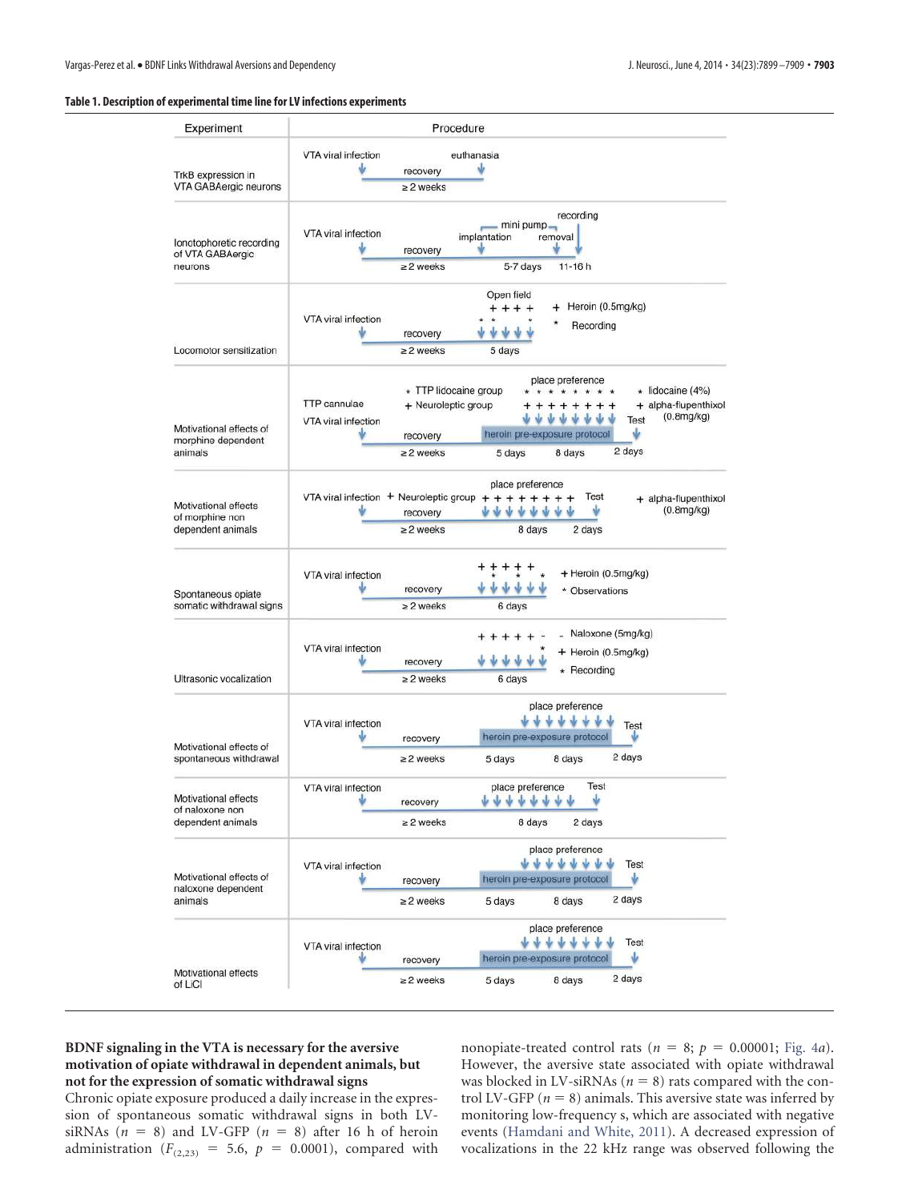**Table 1. Description of experimental time line for LV infections experiments**

| Experiment | Procedure |
|---|---|
| TrkB expression in VTA GABAergic neurons | VTA viral infection → recovery (≥2 weeks) → euthanasia |
| Ionotophoretic recording of VTA GABAergic neurons | VTA viral infection → recovery (≥2 weeks) → mini pump implantation → (5-7 days) → mini pump removal → (11-16 h) → recording |
| Locomotor sensitization | VTA viral infection → recovery (≥2 weeks) → Open field (5 days); + Heroin (0.5mg/kg); * Recording |
| Motivational effects of morphine dependent animals | TTP cannulae; VTA viral infection → recovery (≥2 weeks) → heroin pre-exposure protocol (5 days) → place preference (8 days) → Test (2 days); * TTP lidocaine group; + Neuroleptic group; * lidocaine (4%); + alpha-flupenthixol (0.8mg/kg) |
| Motivational effects of morphine non dependent animals | VTA viral infection → recovery (≥2 weeks) → place preference (8 days) → Test (2 days); + Neuroleptic group; + alpha-flupenthixol (0.8mg/kg) |
| Spontaneous opiate somatic withdrawal signs | VTA viral infection → recovery (≥2 weeks) → (6 days); + Heroin (0.5mg/kg); * Observations |
| Ultrasonic vocalization | VTA viral infection → recovery (≥2 weeks) → (6 days); - Naloxone (5mg/kg); + Heroin (0.5mg/kg); * Recording |
| Motivational effects of spontaneous withdrawal | VTA viral infection → recovery (≥2 weeks) → heroin pre-exposure protocol (5 days) → place preference (8 days) → Test (2 days) |
| Motivational effects of naloxone non dependent animals | VTA viral infection → recovery (≥2 weeks) → place preference (8 days) → Test (2 days) |
| Motivational effects of naloxone dependent animals | VTA viral infection → recovery (≥2 weeks) → heroin pre-exposure protocol (5 days) → place preference (8 days) → Test (2 days) |
| Motivational effects of LiCl | VTA viral infection → recovery (≥2 weeks) → heroin pre-exposure protocol (5 days) → place preference (8 days) → Test (2 days) |

**BDNF signaling in the VTA is necessary for the aversive motivation of opiate withdrawal in dependent animals, but not for the expression of somatic withdrawal signs**

Chronic opiate exposure produced a daily increase in the expression of spontaneous somatic withdrawal signs in both LV-siRNAs ($n = 8$) and LV-GFP ($n = 8$) after 16 h of heroin administration ($F_{(2,23)} = 5.6$, $p = 0.0001$), compared with nonopiate-treated control rats ($n = 8$; $p = 0.00001$; Fig. 4*a*). However, the aversive state associated with opiate withdrawal was blocked in LV-siRNAs ($n = 8$) rats compared with the control LV-GFP ($n = 8$) animals. This aversive state was inferred by monitoring low-frequency s, which are associated with negative events (Hamdani and White, 2011). A decreased expression of vocalizations in the 22 kHz range was observed following the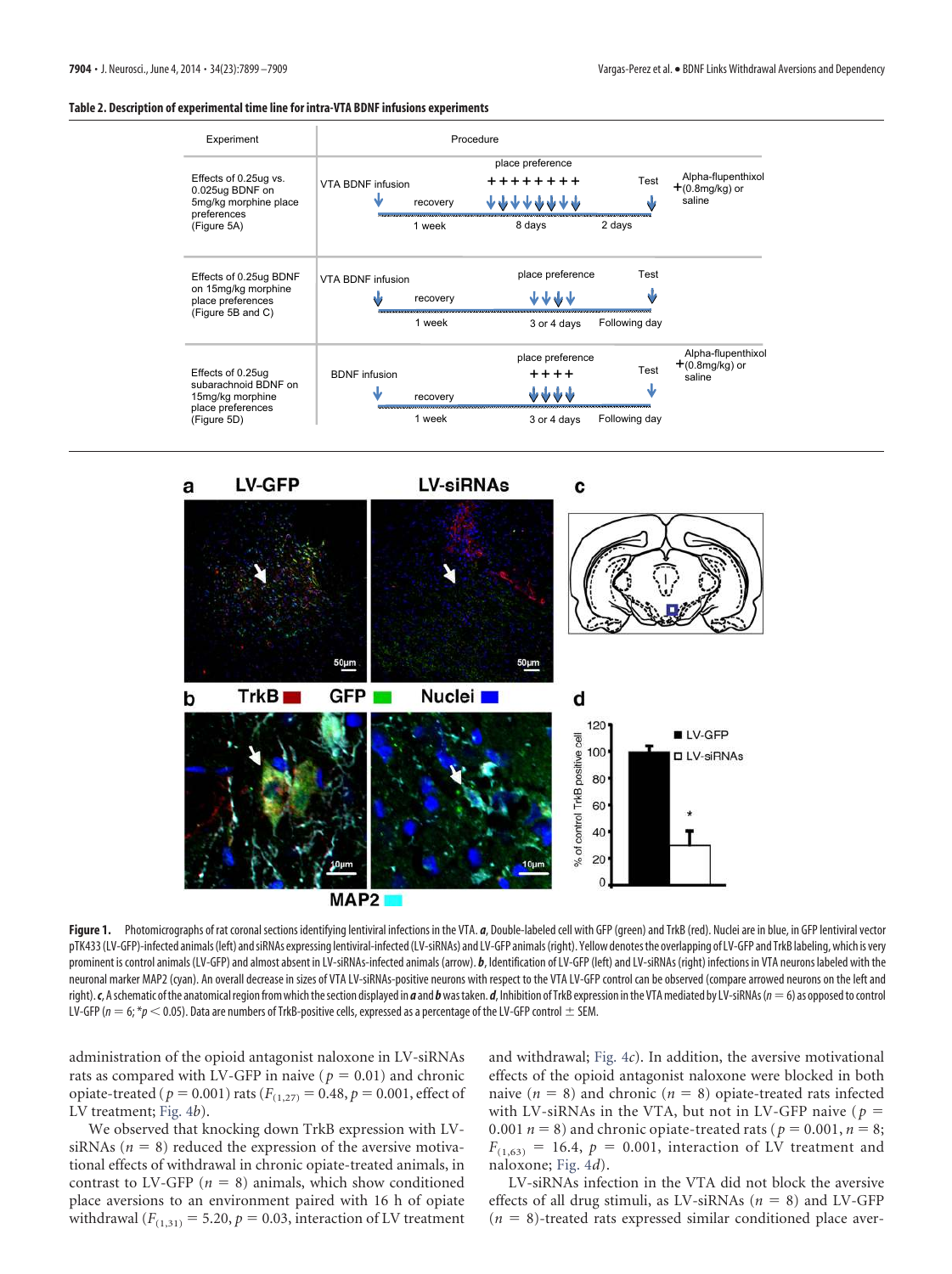**Table 2. Description of experimental time line for intra-VTA BDNF infusions experiments**

| Experiment | Procedure |
|---|---|
| Effects of 0.25ug vs. 0.025ug BDNF on 5mg/kg morphine place preferences (Figure 5A) | VTA BDNF infusion → recovery (1 week) → place preference ++++++++ (8 days) → 2 days → Test: Alpha-flupenthixol (0.8mg/kg) or saline |
| Effects of 0.25ug BDNF on 15mg/kg morphine place preferences (Figure 5B and C) | VTA BDNF infusion → recovery (1 week) → place preference (3 or 4 days) → Test (Following day) |
| Effects of 0.25ug subarachnoid BDNF on 15mg/kg morphine place preferences (Figure 5D) | BDNF infusion → recovery (1 week) → place preference ++++ (3 or 4 days) → Test (Following day): Alpha-flupenthixol (0.8mg/kg) or saline |

**Figure 1.** Photomicrographs of rat coronal sections identifying lentiviral infections in the VTA. ***a***, Double-labeled cell with GFP (green) and TrkB (red). Nuclei are in blue, in GFP lentiviral vector pTK433 (LV-GFP)-infected animals (left) and siRNAs expressing lentiviral-infected (LV-siRNAs) and LV-GFP animals (right). Yellow denotes the overlapping of LV-GFP and TrkB labeling, which is very prominent is control animals (LV-GFP) and almost absent in LV-siRNAs-infected animals (arrow). ***b***, Identification of LV-GFP (left) and LV-siRNAs (right) infections in VTA neurons labeled with the neuronal marker MAP2 (cyan). An overall decrease in sizes of VTA LV-siRNAs-positive neurons with respect to the VTA LV-GFP control can be observed (compare arrowed neurons on the left and right). ***c***, A schematic of the anatomical region from which the section displayed in ***a*** and ***b*** was taken. ***d***, Inhibition of TrkB expression in the VTA mediated by LV-siRNAs ($n = 6$) as opposed to control LV-GFP ($n = 6$; $*p < 0.05$). Data are numbers of TrkB-positive cells, expressed as a percentage of the LV-GFP control ± SEM.

administration of the opioid antagonist naloxone in LV-siRNAs rats as compared with LV-GFP in naive ($p = 0.01$) and chronic opiate-treated ($p = 0.001$) rats ($F_{(1,27)} = 0.48$, $p = 0.001$, effect of LV treatment; Fig. 4*b*).

We observed that knocking down TrkB expression with LV-siRNAs ($n = 8$) reduced the expression of the aversive motivational effects of withdrawal in chronic opiate-treated animals, in contrast to LV-GFP ($n = 8$) animals, which show conditioned place aversions to an environment paired with 16 h of opiate withdrawal ($F_{(1,31)} = 5.20$, $p = 0.03$, interaction of LV treatment and withdrawal; Fig. 4*c*). In addition, the aversive motivational effects of the opioid antagonist naloxone were blocked in both naive ($n = 8$) and chronic ($n = 8$) opiate-treated rats infected with LV-siRNAs in the VTA, but not in LV-GFP naive ($p = 0.001$ $n = 8$) and chronic opiate-treated rats ($p = 0.001$, $n = 8$; $F_{(1,63)} = 16.4$, $p = 0.001$, interaction of LV treatment and naloxone; Fig. 4*d*).

LV-siRNAs infection in the VTA did not block the aversive effects of all drug stimuli, as LV-siRNAs ($n = 8$) and LV-GFP ($n = 8$)-treated rats expressed similar conditioned place aver-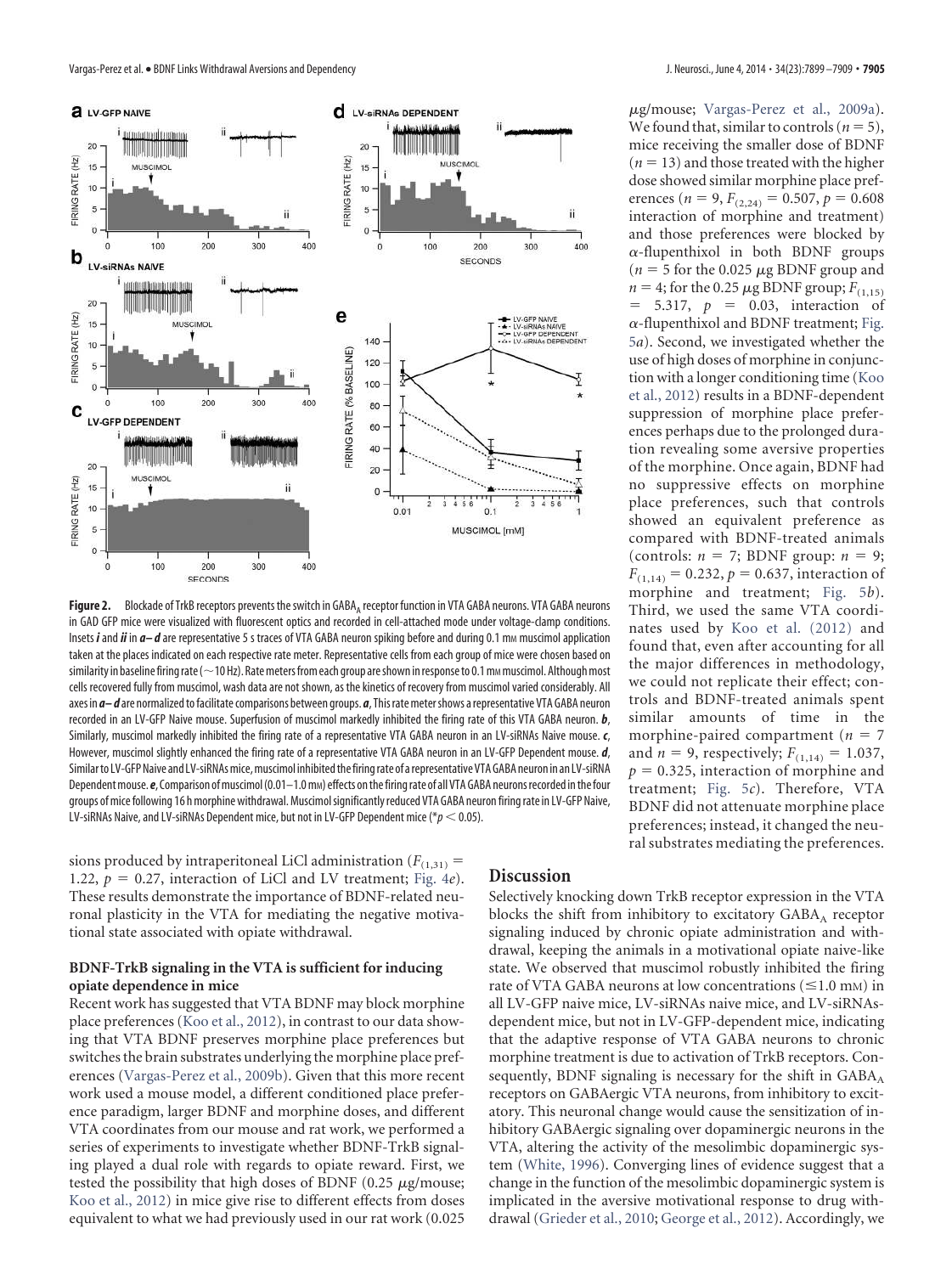**Figure 2.** Blockade of TrkB receptors prevents the switch in $GABA_A$ receptor function in VTA GABA neurons. VTA GABA neurons in GAD GFP mice were visualized with fluorescent optics and recorded in cell-attached mode under voltage-clamp conditions. Insets ***i*** and ***ii*** in ***a–d*** are representative 5 s traces of VTA GABA neuron spiking before and during 0.1 mM muscimol application taken at the places indicated on each respective rate meter. Representative cells from each group of mice were chosen based on similarity in baseline firing rate (~10 Hz). Rate meters from each group are shown in response to 0.1 mM muscimol. Although most cells recovered fully from muscimol, wash data are not shown, as the kinetics of recovery from muscimol varied considerably. All axes in ***a–d*** are normalized to facilitate comparisons between groups. ***a***, This rate meter shows a representative VTA GABA neuron recorded in an LV-GFP Naive mouse. Superfusion of muscimol markedly inhibited the firing rate of this VTA GABA neuron. ***b***, Similarly, muscimol markedly inhibited the firing rate of a representative VTA GABA neuron in an LV-siRNAs Naive mouse. ***c***, However, muscimol slightly enhanced the firing rate of a representative VTA GABA neuron in an LV-GFP Dependent mouse. ***d***, Similar to LV-GFP Naive and LV-siRNAs mice, muscimol inhibited the firing rate of a representative VTA GABA neuron in an LV-siRNA Dependent mouse. ***e***, Comparison of muscimol (0.01–1.0 mM) effects on the firing rate of all VTA GABA neurons recorded in the four groups of mice following 16 h morphine withdrawal. Muscimol significantly reduced VTA GABA neuron firing rate in LV-GFP Naive, LV-siRNAs Naive, and LV-siRNAs Dependent mice, but not in LV-GFP Dependent mice (* $p < 0.05$).

sions produced by intraperitoneal LiCl administration ($F_{(1,31)} = 1.22$, $p = 0.27$, interaction of LiCl and LV treatment; Fig. 4*e*). These results demonstrate the importance of BDNF-related neuronal plasticity in the VTA for mediating the negative motivational state associated with opiate withdrawal.

### BDNF-TrkB signaling in the VTA is sufficient for inducing opiate dependence in mice

Recent work has suggested that VTA BDNF may block morphine place preferences (Koo et al., 2012), in contrast to our data showing that VTA BDNF preserves morphine place preferences but switches the brain substrates underlying the morphine place preferences (Vargas-Perez et al., 2009b). Given that this more recent work used a mouse model, a different conditioned place preference paradigm, larger BDNF and morphine doses, and different VTA coordinates from our mouse and rat work, we performed a series of experiments to investigate whether BDNF-TrkB signaling played a dual role with regards to opiate reward. First, we tested the possibility that high doses of BDNF (0.25 μg/mouse; Koo et al., 2012) in mice give rise to different effects from doses equivalent to what we had previously used in our rat work (0.025 μg/mouse; Vargas-Perez et al., 2009a). We found that, similar to controls ($n = 5$), mice receiving the smaller dose of BDNF ($n = 13$) and those treated with the higher dose showed similar morphine place preferences ($n = 9$, $F_{(2,24)} = 0.507$, $p = 0.608$ interaction of morphine and treatment) and those preferences were blocked by α-flupenthixol in both BDNF groups ($n = 5$ for the 0.025 μg BDNF group and $n = 4$; for the 0.25 μg BDNF group; $F_{(1,15)} = 5.317$, $p = 0.03$, interaction of α-flupenthixol and BDNF treatment; Fig. 5*a*). Second, we investigated whether the use of high doses of morphine in conjunction with a longer conditioning time (Koo et al., 2012) results in a BDNF-dependent suppression of morphine place preferences perhaps due to the prolonged duration revealing some aversive properties of the morphine. Once again, BDNF had no suppressive effects on morphine place preferences, such that controls showed an equivalent preference as compared with BDNF-treated animals (controls: $n = 7$; BDNF group: $n = 9$; $F_{(1,14)} = 0.232$, $p = 0.637$, interaction of morphine and treatment; Fig. 5*b*). Third, we used the same VTA coordinates used by Koo et al. (2012) and found that, even after accounting for all the major differences in methodology, we could not replicate their effect; controls and BDNF-treated animals spent similar amounts of time in the morphine-paired compartment ($n = 7$ and $n = 9$, respectively; $F_{(1,14)} = 1.037$, $p = 0.325$, interaction of morphine and treatment; Fig. 5*c*). Therefore, VTA BDNF did not attenuate morphine place preferences; instead, it changed the neural substrates mediating the preferences.

## Discussion

Selectively knocking down TrkB receptor expression in the VTA blocks the shift from inhibitory to excitatory $GABA_A$ receptor signaling induced by chronic opiate administration and withdrawal, keeping the animals in a motivational opiate naive-like state. We observed that muscimol robustly inhibited the firing rate of VTA GABA neurons at low concentrations (≤1.0 mM) in all LV-GFP naive mice, LV-siRNAs naive mice, and LV-siRNAs-dependent mice, but not in LV-GFP-dependent mice, indicating that the adaptive response of VTA GABA neurons to chronic morphine treatment is due to activation of TrkB receptors. Consequently, BDNF signaling is necessary for the shift in $GABA_A$ receptors on GABAergic VTA neurons, from inhibitory to excitatory. This neuronal change would cause the sensitization of inhibitory GABAergic signaling over dopaminergic neurons in the VTA, altering the activity of the mesolimbic dopaminergic system (White, 1996). Converging lines of evidence suggest that a change in the function of the mesolimbic dopaminergic system is implicated in the aversive motivational response to drug withdrawal (Grieder et al., 2010; George et al., 2012). Accordingly, we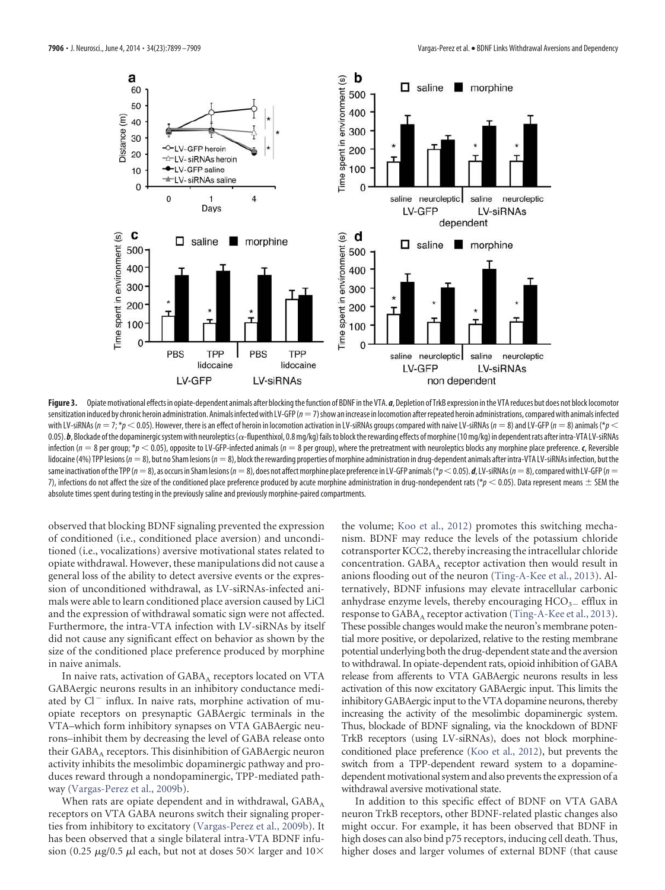**Figure 3.** Opiate motivational effects in opiate-dependent animals after blocking the function of BDNF in the VTA. ***a***, Depletion of TrkB expression in the VTA reduces but does not block locomotor sensitization induced by chronic heroin administration. Animals infected with LV-GFP ($n = 7$) show an increase in locomotion after repeated heroin administrations, compared with animals infected with LV-siRNAs ($n = 7$; \*$p < 0.05$). However, there is an effect of heroin in locomotion activation in LV-siRNAs groups compared with naive LV-siRNAs ($n = 8$) and LV-GFP ($n = 8$) animals (\*$p < 0.05$). ***b***, Blockade of the dopaminergic system with neuroleptics ($\alpha$-flupenthixol, 0.8 mg/kg) fails to block the rewarding effects of morphine (10 mg/kg) in dependent rats after intra-VTA LV-siRNAs infection ($n = 8$ per group; \*$p < 0.05$), opposite to LV-GFP-infected animals ($n = 8$ per group), where the pretreatment with neuroleptics blocks any morphine place preference. ***c***, Reversible lidocaine (4%) TPP lesions ($n = 8$), but no Sham lesions ($n = 8$), block the rewarding properties of morphine administration in drug-dependent animals after intra-VTA LV-siRNAs infection, but the same inactivation of the TPP ($n = 8$), as occurs in Sham lesions ($n = 8$), does not affect morphine place preference in LV-GFP animals (\*$p < 0.05$). ***d***, LV-siRNAs ($n = 8$), compared with LV-GFP ($n = 7$), infections do not affect the size of the conditioned place preference produced by acute morphine administration in drug-nondependent rats (\*$p < 0.05$). Data represent means ± SEM the absolute times spent during testing in the previously saline and previously morphine-paired compartments.

observed that blocking BDNF signaling prevented the expression of conditioned (i.e., conditioned place aversion) and unconditioned (i.e., vocalizations) aversive motivational states related to opiate withdrawal. However, these manipulations did not cause a general loss of the ability to detect aversive events or the expression of unconditioned withdrawal, as LV-siRNAs-infected animals were able to learn conditioned place aversion caused by LiCl and the expression of withdrawal somatic sign were not affected. Furthermore, the intra-VTA infection with LV-siRNAs by itself did not cause any significant effect on behavior as shown by the size of the conditioned place preference produced by morphine in naive animals.

In naive rats, activation of $GABA_A$ receptors located on VTA GABAergic neurons results in an inhibitory conductance mediated by $Cl^-$ influx. In naive rats, morphine activation of mu-opiate receptors on presynaptic GABAergic terminals in the VTA–which form inhibitory synapses on VTA GABAergic neurons–inhibit them by decreasing the level of GABA release onto their $GABA_A$ receptors. This disinhibition of GABAergic neuron activity inhibits the mesolimbic dopaminergic pathway and produces reward through a nondopaminergic, TPP-mediated pathway (Vargas-Perez et al., 2009b).

When rats are opiate dependent and in withdrawal, $GABA_A$ receptors on VTA GABA neurons switch their signaling properties from inhibitory to excitatory (Vargas-Perez et al., 2009b). It has been observed that a single bilateral intra-VTA BDNF infusion (0.25 $\mu$g/0.5 $\mu$l each, but not at doses 50× larger and 10× the volume; Koo et al., 2012) promotes this switching mechanism. BDNF may reduce the levels of the potassium chloride cotransporter KCC2, thereby increasing the intracellular chloride concentration. $GABA_A$ receptor activation then would result in anions flooding out of the neuron (Ting-A-Kee et al., 2013). Alternatively, BDNF infusions may elevate intracellular carbonic anhydrase enzyme levels, thereby encouraging $HCO_3^-$ efflux in response to $GABA_A$ receptor activation (Ting-A-Kee et al., 2013). These possible changes would make the neuron's membrane potential more positive, or depolarized, relative to the resting membrane potential underlying both the drug-dependent state and the aversion to withdrawal. In opiate-dependent rats, opioid inhibition of GABA release from afferents to VTA GABAergic neurons results in less activation of this now excitatory GABAergic input. This limits the inhibitory GABAergic input to the VTA dopamine neurons, thereby increasing the activity of the mesolimbic dopaminergic system. Thus, blockade of BDNF signaling, via the knockdown of BDNF TrkB receptors (using LV-siRNAs), does not block morphine-conditioned place preference (Koo et al., 2012), but prevents the switch from a TPP-dependent reward system to a dopamine-dependent motivational system and also prevents the expression of a withdrawal aversive motivational state.

In addition to this specific effect of BDNF on VTA GABA neuron TrkB receptors, other BDNF-related plastic changes also might occur. For example, it has been observed that BDNF in high doses can also bind p75 receptors, inducing cell death. Thus, higher doses and larger volumes of external BDNF (that cause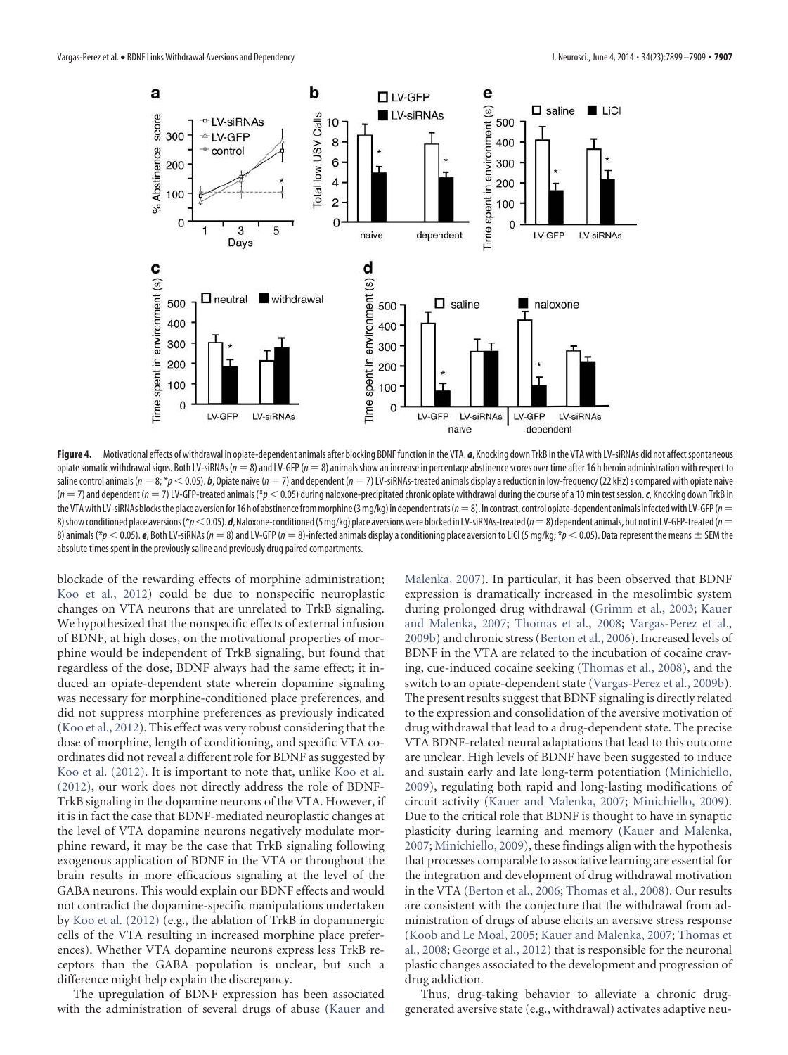**Figure 4.** Motivational effects of withdrawal in opiate-dependent animals after blocking BDNF function in the VTA. ***a***, Knocking down TrkB in the VTA with LV-siRNAs did not affect spontaneous opiate somatic withdrawal signs. Both LV-siRNAs ($n = 8$) and LV-GFP ($n = 8$) animals show an increase in percentage abstinence scores over time after 16 h heroin administration with respect to saline control animals ($n = 8$; $*p < 0.05$). ***b***, Opiate naive ($n = 7$) and dependent ($n = 7$) LV-siRNAs-treated animals display a reduction in low-frequency (22 kHz) s compared with opiate naive ($n = 7$) and dependent ($n = 7$) LV-GFP-treated animals ($*p < 0.05$) during naloxone-precipitated chronic opiate withdrawal during the course of a 10 min test session. ***c***, Knocking down TrkB in the VTA with LV-siRNAs blocks the place aversion for 16 h of abstinence from morphine (3 mg/kg) in dependent rats ($n = 8$). In contrast, control opiate-dependent animals infected with LV-GFP ($n = 8$) show conditioned place aversions ($*p < 0.05$). ***d***, Naloxone-conditioned (5 mg/kg) place aversions were blocked in LV-siRNAs-treated ($n = 8$) dependent animals, but not in LV-GFP-treated ($n = 8$) animals ($*p < 0.05$). ***e***, Both LV-siRNAs ($n = 8$) and LV-GFP ($n = 8$)-infected animals display a conditioning place aversion to LiCl (5 mg/kg; $*p < 0.05$). Data represent the means ± SEM the absolute times spent in the previously saline and previously drug paired compartments.

blockade of the rewarding effects of morphine administration; Koo et al., 2012) could be due to nonspecific neuroplastic changes on VTA neurons that are unrelated to TrkB signaling. We hypothesized that the nonspecific effects of external infusion of BDNF, at high doses, on the motivational properties of morphine would be independent of TrkB signaling, but found that regardless of the dose, BDNF always had the same effect; it induced an opiate-dependent state wherein dopamine signaling was necessary for morphine-conditioned place preferences, and did not suppress morphine preferences as previously indicated (Koo et al., 2012). This effect was very robust considering that the dose of morphine, length of conditioning, and specific VTA coordinates did not reveal a different role for BDNF as suggested by Koo et al. (2012). It is important to note that, unlike Koo et al. (2012), our work does not directly address the role of BDNF-TrkB signaling in the dopamine neurons of the VTA. However, if it is in fact the case that BDNF-mediated neuroplastic changes at the level of VTA dopamine neurons negatively modulate morphine reward, it may be the case that TrkB signaling following exogenous application of BDNF in the VTA or throughout the brain results in more efficacious signaling at the level of the GABA neurons. This would explain our BDNF effects and would not contradict the dopamine-specific manipulations undertaken by Koo et al. (2012) (e.g., the ablation of TrkB in dopaminergic cells of the VTA resulting in increased morphine place preferences). Whether VTA dopamine neurons express less TrkB receptors than the GABA population is unclear, but such a difference might help explain the discrepancy.

The upregulation of BDNF expression has been associated with the administration of several drugs of abuse (Kauer and Malenka, 2007). In particular, it has been observed that BDNF expression is dramatically increased in the mesolimbic system during prolonged drug withdrawal (Grimm et al., 2003; Kauer and Malenka, 2007; Thomas et al., 2008; Vargas-Perez et al., 2009b) and chronic stress (Berton et al., 2006). Increased levels of BDNF in the VTA are related to the incubation of cocaine craving, cue-induced cocaine seeking (Thomas et al., 2008), and the switch to an opiate-dependent state (Vargas-Perez et al., 2009b). The present results suggest that BDNF signaling is directly related to the expression and consolidation of the aversive motivation of drug withdrawal that lead to a drug-dependent state. The precise VTA BDNF-related neural adaptations that lead to this outcome are unclear. High levels of BDNF have been suggested to induce and sustain early and late long-term potentiation (Minichiello, 2009), regulating both rapid and long-lasting modifications of circuit activity (Kauer and Malenka, 2007; Minichiello, 2009). Due to the critical role that BDNF is thought to have in synaptic plasticity during learning and memory (Kauer and Malenka, 2007; Minichiello, 2009), these findings align with the hypothesis that processes comparable to associative learning are essential for the integration and development of drug withdrawal motivation in the VTA (Berton et al., 2006; Thomas et al., 2008). Our results are consistent with the conjecture that the withdrawal from administration of drugs of abuse elicits an aversive stress response (Koob and Le Moal, 2005; Kauer and Malenka, 2007; Thomas et al., 2008; George et al., 2012) that is responsible for the neuronal plastic changes associated to the development and progression of drug addiction.

Thus, drug-taking behavior to alleviate a chronic drug-generated aversive state (e.g., withdrawal) activates adaptive neu-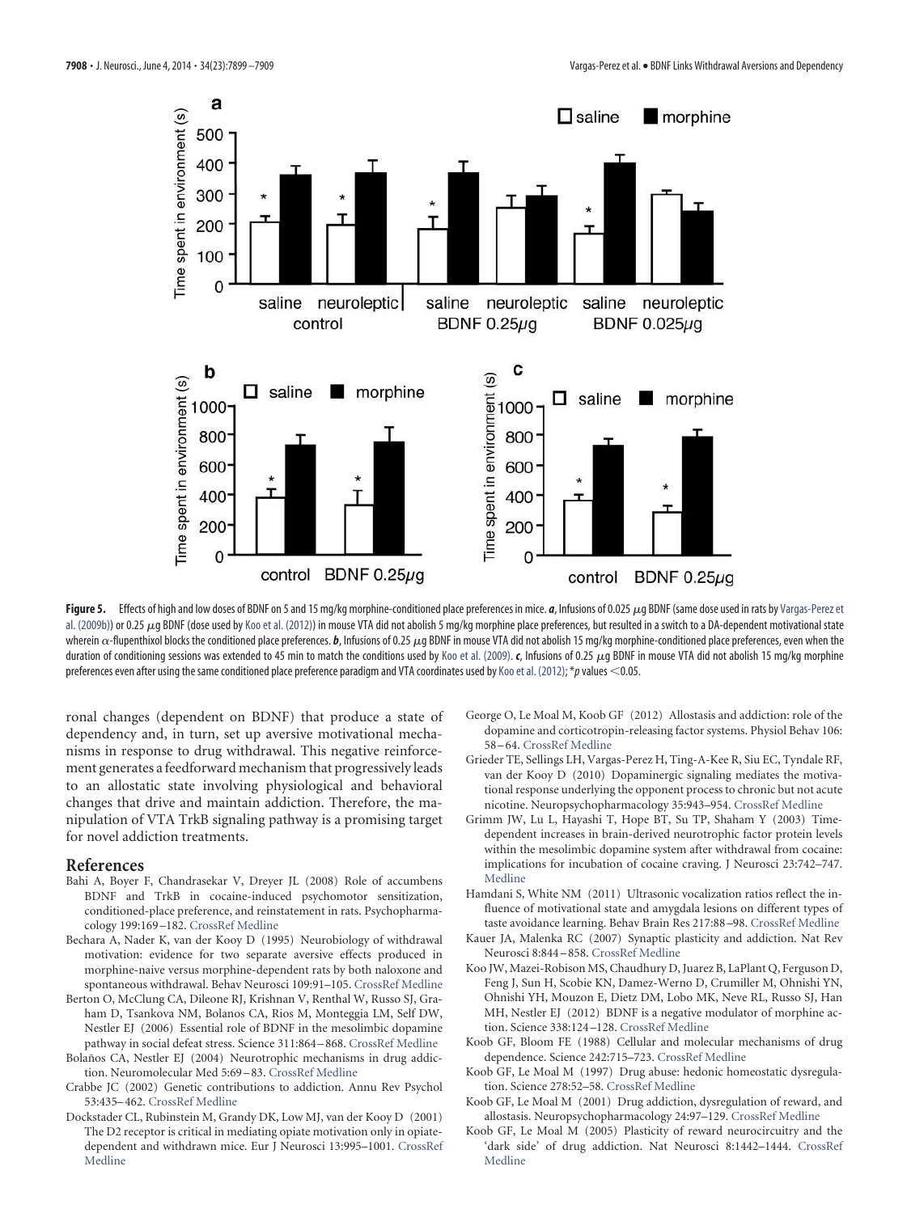**Figure 5.** Effects of high and low doses of BDNF on 5 and 15 mg/kg morphine-conditioned place preferences in mice. ***a***, Infusions of 0.025 μg BDNF (same dose used in rats by Vargas-Perez et al. (2009b)) or 0.25 μg BDNF (dose used by Koo et al. (2012)) in mouse VTA did not abolish 5 mg/kg morphine place preferences, but resulted in a switch to a DA-dependent motivational state wherein α-flupenthixol blocks the conditioned place preferences. ***b***, Infusions of 0.25 μg BDNF in mouse VTA did not abolish 15 mg/kg morphine-conditioned place preferences, even when the duration of conditioning sessions was extended to 45 min to match the conditions used by Koo et al. (2009). ***c***, Infusions of 0.25 μg BDNF in mouse VTA did not abolish 15 mg/kg morphine preferences even after using the same conditioned place preference paradigm and VTA coordinates used by Koo et al. (2012); *$p$ values <0.05.

ronal changes (dependent on BDNF) that produce a state of dependency and, in turn, set up aversive motivational mechanisms in response to drug withdrawal. This negative reinforcement generates a feedforward mechanism that progressively leads to an allostatic state involving physiological and behavioral changes that drive and maintain addiction. Therefore, the manipulation of VTA TrkB signaling pathway is a promising target for novel addiction treatments.

## References

Bahi A, Boyer F, Chandrasekar V, Dreyer JL (2008) Role of accumbens BDNF and TrkB in cocaine-induced psychomotor sensitization, conditioned-place preference, and reinstatement in rats. Psychopharmacology 199:169–182. CrossRef Medline

Bechara A, Nader K, van der Kooy D (1995) Neurobiology of withdrawal motivation: evidence for two separate aversive effects produced in morphine-naive versus morphine-dependent rats by both naloxone and spontaneous withdrawal. Behav Neurosci 109:91–105. CrossRef Medline

Berton O, McClung CA, Dileone RJ, Krishnan V, Renthal W, Russo SJ, Graham D, Tsankova NM, Bolanos CA, Rios M, Monteggia LM, Self DW, Nestler EJ (2006) Essential role of BDNF in the mesolimbic dopamine pathway in social defeat stress. Science 311:864–868. CrossRef Medline

Bolaños CA, Nestler EJ (2004) Neurotrophic mechanisms in drug addiction. Neuromolecular Med 5:69–83. CrossRef Medline

Crabbe JC (2002) Genetic contributions to addiction. Annu Rev Psychol 53:435–462. CrossRef Medline

Dockstader CL, Rubinstein M, Grandy DK, Low MJ, van der Kooy D (2001) The D2 receptor is critical in mediating opiate motivation only in opiate-dependent and withdrawn mice. Eur J Neurosci 13:995–1001. CrossRef Medline

George O, Le Moal M, Koob GF (2012) Allostasis and addiction: role of the dopamine and corticotropin-releasing factor systems. Physiol Behav 106: 58–64. CrossRef Medline

Grieder TE, Sellings LH, Vargas-Perez H, Ting-A-Kee R, Siu EC, Tyndale RF, van der Kooy D (2010) Dopaminergic signaling mediates the motivational response underlying the opponent process to chronic but not acute nicotine. Neuropsychopharmacology 35:943–954. CrossRef Medline

Grimm JW, Lu L, Hayashi T, Hope BT, Su TP, Shaham Y (2003) Time-dependent increases in brain-derived neurotrophic factor protein levels within the mesolimbic dopamine system after withdrawal from cocaine: implications for incubation of cocaine craving. J Neurosci 23:742–747. Medline

Hamdani S, White NM (2011) Ultrasonic vocalization ratios reflect the influence of motivational state and amygdala lesions on different types of taste avoidance learning. Behav Brain Res 217:88–98. CrossRef Medline

Kauer JA, Malenka RC (2007) Synaptic plasticity and addiction. Nat Rev Neurosci 8:844–858. CrossRef Medline

Koo JW, Mazei-Robison MS, Chaudhury D, Juarez B, LaPlant Q, Ferguson D, Feng J, Sun H, Scobie KN, Damez-Werno D, Crumiller M, Ohnishi YN, Ohnishi YH, Mouzon E, Dietz DM, Lobo MK, Neve RL, Russo SJ, Han MH, Nestler EJ (2012) BDNF is a negative modulator of morphine action. Science 338:124–128. CrossRef Medline

Koob GF, Bloom FE (1988) Cellular and molecular mechanisms of drug dependence. Science 242:715–723. CrossRef Medline

Koob GF, Le Moal M (1997) Drug abuse: hedonic homeostatic dysregulation. Science 278:52–58. CrossRef Medline

Koob GF, Le Moal M (2001) Drug addiction, dysregulation of reward, and allostasis. Neuropsychopharmacology 24:97–129. CrossRef Medline

Koob GF, Le Moal M (2005) Plasticity of reward neurocircuitry and the 'dark side' of drug addiction. Nat Neurosci 8:1442–1444. CrossRef Medline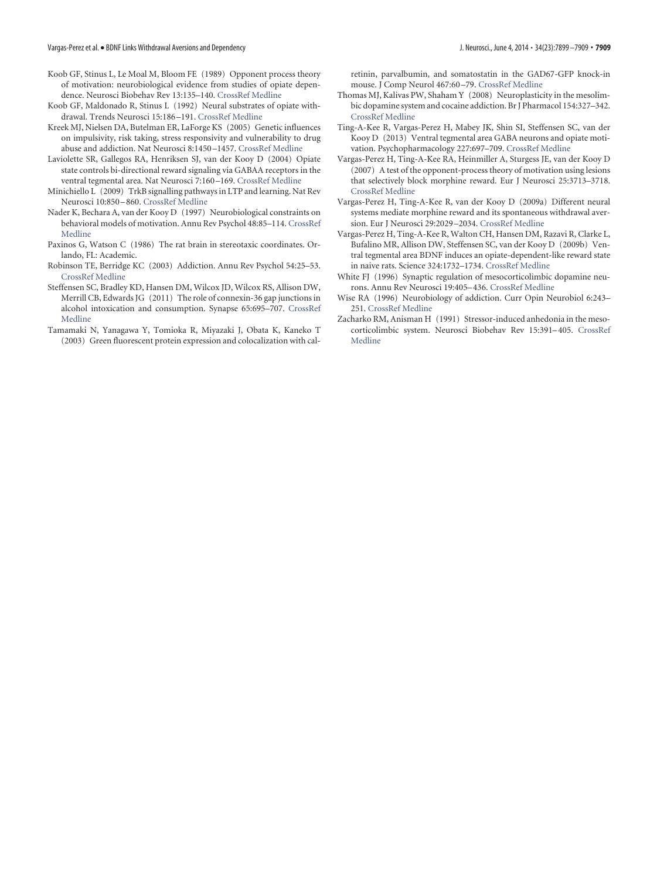Koob GF, Stinus L, Le Moal M, Bloom FE (1989) Opponent process theory of motivation: neurobiological evidence from studies of opiate dependence. Neurosci Biobehav Rev 13:135–140. CrossRef Medline

Koob GF, Maldonado R, Stinus L (1992) Neural substrates of opiate withdrawal. Trends Neurosci 15:186–191. CrossRef Medline

Kreek MJ, Nielsen DA, Butelman ER, LaForge KS (2005) Genetic influences on impulsivity, risk taking, stress responsivity and vulnerability to drug abuse and addiction. Nat Neurosci 8:1450–1457. CrossRef Medline

Laviolette SR, Gallegos RA, Henriksen SJ, van der Kooy D (2004) Opiate state controls bi-directional reward signaling via GABAA receptors in the ventral tegmental area. Nat Neurosci 7:160–169. CrossRef Medline

Minichiello L (2009) TrkB signalling pathways in LTP and learning. Nat Rev Neurosci 10:850–860. CrossRef Medline

Nader K, Bechara A, van der Kooy D (1997) Neurobiological constraints on behavioral models of motivation. Annu Rev Psychol 48:85–114. CrossRef Medline

Paxinos G, Watson C (1986) The rat brain in stereotaxic coordinates. Orlando, FL: Academic.

Robinson TE, Berridge KC (2003) Addiction. Annu Rev Psychol 54:25–53. CrossRef Medline

Steffensen SC, Bradley KD, Hansen DM, Wilcox JD, Wilcox RS, Allison DW, Merrill CB, Edwards JG (2011) The role of connexin-36 gap junctions in alcohol intoxication and consumption. Synapse 65:695–707. CrossRef Medline

Tamamaki N, Yanagawa Y, Tomioka R, Miyazaki J, Obata K, Kaneko T (2003) Green fluorescent protein expression and colocalization with calretinin, parvalbumin, and somatostatin in the GAD67-GFP knock-in mouse. J Comp Neurol 467:60–79. CrossRef Medline

Thomas MJ, Kalivas PW, Shaham Y (2008) Neuroplasticity in the mesolimbic dopamine system and cocaine addiction. Br J Pharmacol 154:327–342. CrossRef Medline

Ting-A-Kee R, Vargas-Perez H, Mabey JK, Shin SI, Steffensen SC, van der Kooy D (2013) Ventral tegmental area GABA neurons and opiate motivation. Psychopharmacology 227:697–709. CrossRef Medline

Vargas-Perez H, Ting-A-Kee RA, Heinmiller A, Sturgess JE, van der Kooy D (2007) A test of the opponent-process theory of motivation using lesions that selectively block morphine reward. Eur J Neurosci 25:3713–3718. CrossRef Medline

Vargas-Perez H, Ting-A-Kee R, van der Kooy D (2009a) Different neural systems mediate morphine reward and its spontaneous withdrawal aversion. Eur J Neurosci 29:2029–2034. CrossRef Medline

Vargas-Perez H, Ting-A-Kee R, Walton CH, Hansen DM, Razavi R, Clarke L, Bufalino MR, Allison DW, Steffensen SC, van der Kooy D (2009b) Ventral tegmental area BDNF induces an opiate-dependent-like reward state in naive rats. Science 324:1732–1734. CrossRef Medline

White FJ (1996) Synaptic regulation of mesocorticolimbic dopamine neurons. Annu Rev Neurosci 19:405–436. CrossRef Medline

Wise RA (1996) Neurobiology of addiction. Curr Opin Neurobiol 6:243–251. CrossRef Medline

Zacharko RM, Anisman H (1991) Stressor-induced anhedonia in the mesocorticolimbic system. Neurosci Biobehav Rev 15:391–405. CrossRef Medline